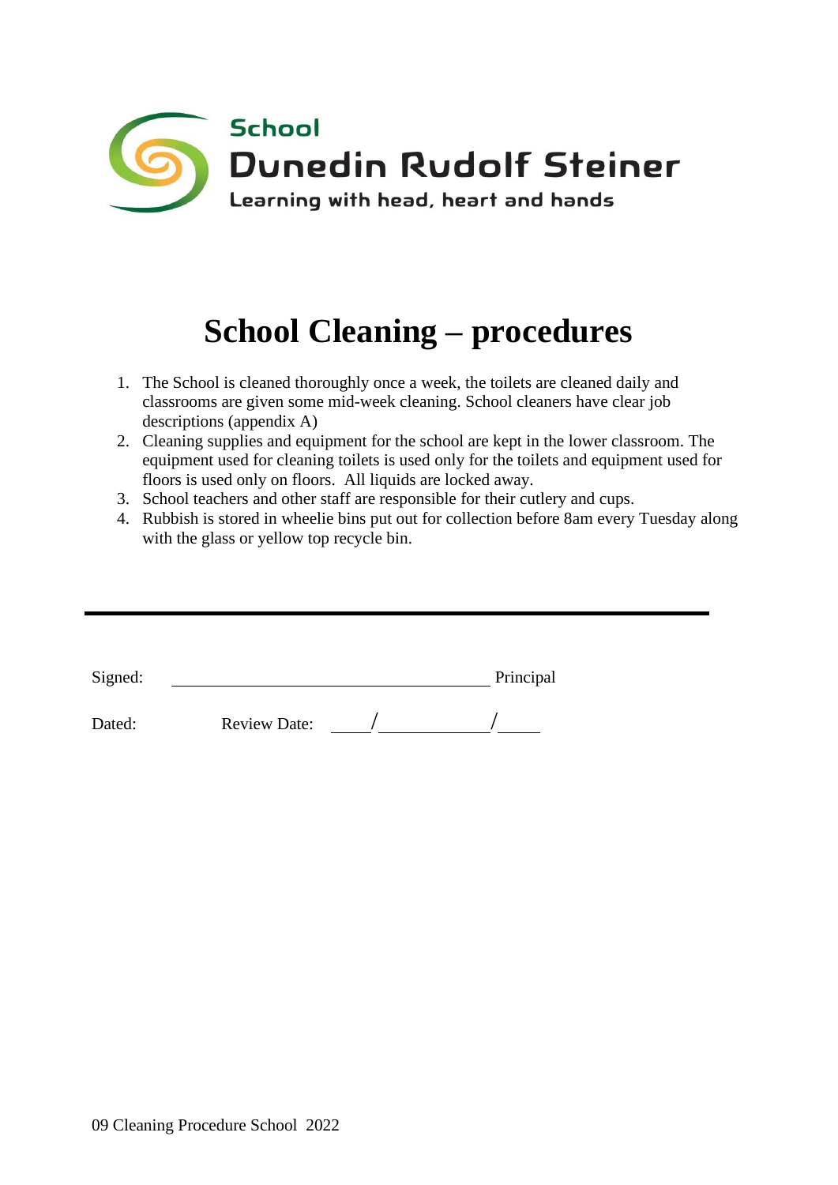School
Dunedin Rudolf Steiner
Learning with head, heart and hands

# School Cleaning – procedures

1. The School is cleaned thoroughly once a week, the toilets are cleaned daily and classrooms are given some mid-week cleaning. School cleaners have clear job descriptions (appendix A)
2. Cleaning supplies and equipment for the school are kept in the lower classroom. The equipment used for cleaning toilets is used only for the toilets and equipment used for floors is used only on floors. All liquids are locked away.
3. School teachers and other staff are responsible for their cutlery and cups.
4. Rubbish is stored in wheelie bins put out for collection before 8am every Tuesday along with the glass or yellow top recycle bin.

---

Signed: ________________________________ Principal

Dated: Review Date: ____/__________/____

09 Cleaning Procedure School 2022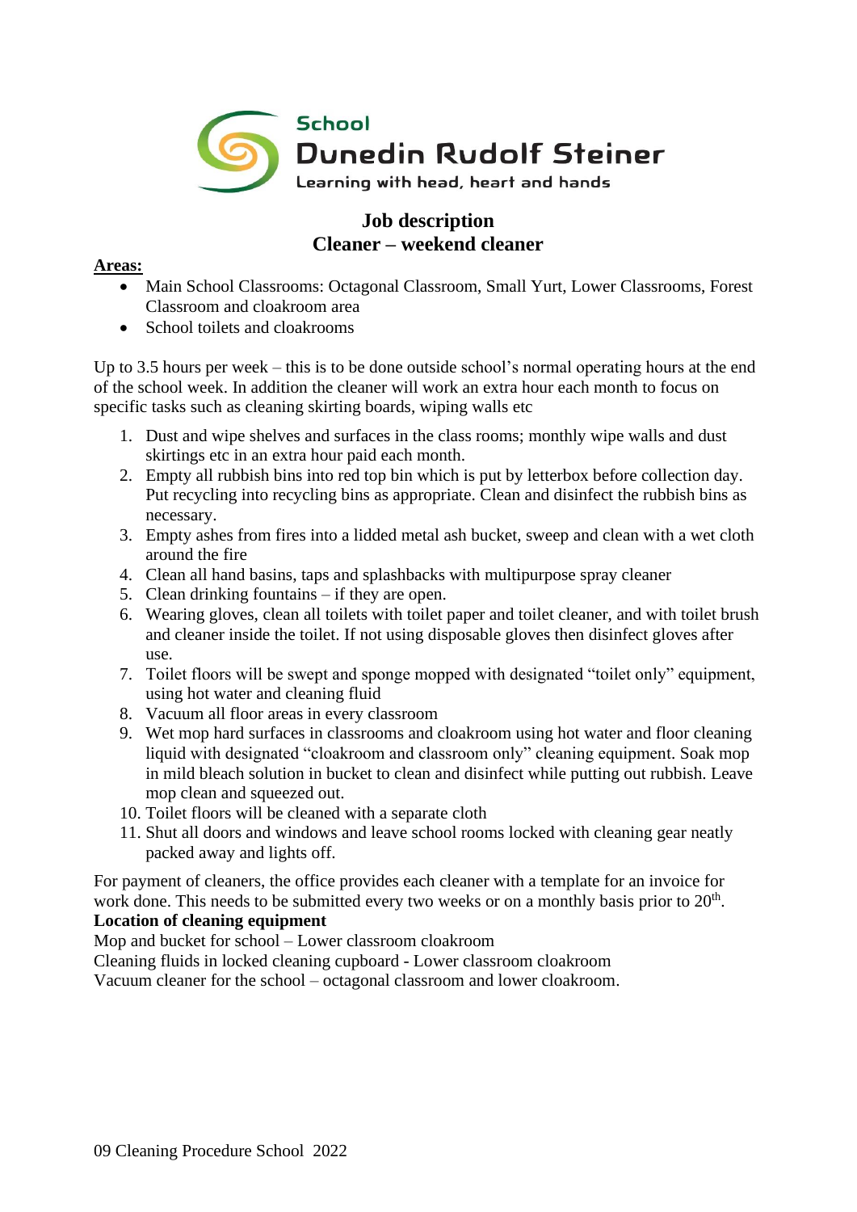School
Dunedin Rudolf Steiner
Learning with head, heart and hands

# Job description
## Cleaner – weekend cleaner

**Areas:**

- Main School Classrooms: Octagonal Classroom, Small Yurt, Lower Classrooms, Forest Classroom and cloakroom area
- School toilets and cloakrooms

Up to 3.5 hours per week – this is to be done outside school's normal operating hours at the end of the school week. In addition the cleaner will work an extra hour each month to focus on specific tasks such as cleaning skirting boards, wiping walls etc

1. Dust and wipe shelves and surfaces in the class rooms; monthly wipe walls and dust skirtings etc in an extra hour paid each month.
2. Empty all rubbish bins into red top bin which is put by letterbox before collection day. Put recycling into recycling bins as appropriate. Clean and disinfect the rubbish bins as necessary.
3. Empty ashes from fires into a lidded metal ash bucket, sweep and clean with a wet cloth around the fire
4. Clean all hand basins, taps and splashbacks with multipurpose spray cleaner
5. Clean drinking fountains – if they are open.
6. Wearing gloves, clean all toilets with toilet paper and toilet cleaner, and with toilet brush and cleaner inside the toilet. If not using disposable gloves then disinfect gloves after use.
7. Toilet floors will be swept and sponge mopped with designated "toilet only" equipment, using hot water and cleaning fluid
8. Vacuum all floor areas in every classroom
9. Wet mop hard surfaces in classrooms and cloakroom using hot water and floor cleaning liquid with designated "cloakroom and classroom only" cleaning equipment. Soak mop in mild bleach solution in bucket to clean and disinfect while putting out rubbish. Leave mop clean and squeezed out.
10. Toilet floors will be cleaned with a separate cloth
11. Shut all doors and windows and leave school rooms locked with cleaning gear neatly packed away and lights off.

For payment of cleaners, the office provides each cleaner with a template for an invoice for work done. This needs to be submitted every two weeks or on a monthly basis prior to 20th.

**Location of cleaning equipment**

Mop and bucket for school – Lower classroom cloakroom
Cleaning fluids in locked cleaning cupboard - Lower classroom cloakroom
Vacuum cleaner for the school – octagonal classroom and lower cloakroom.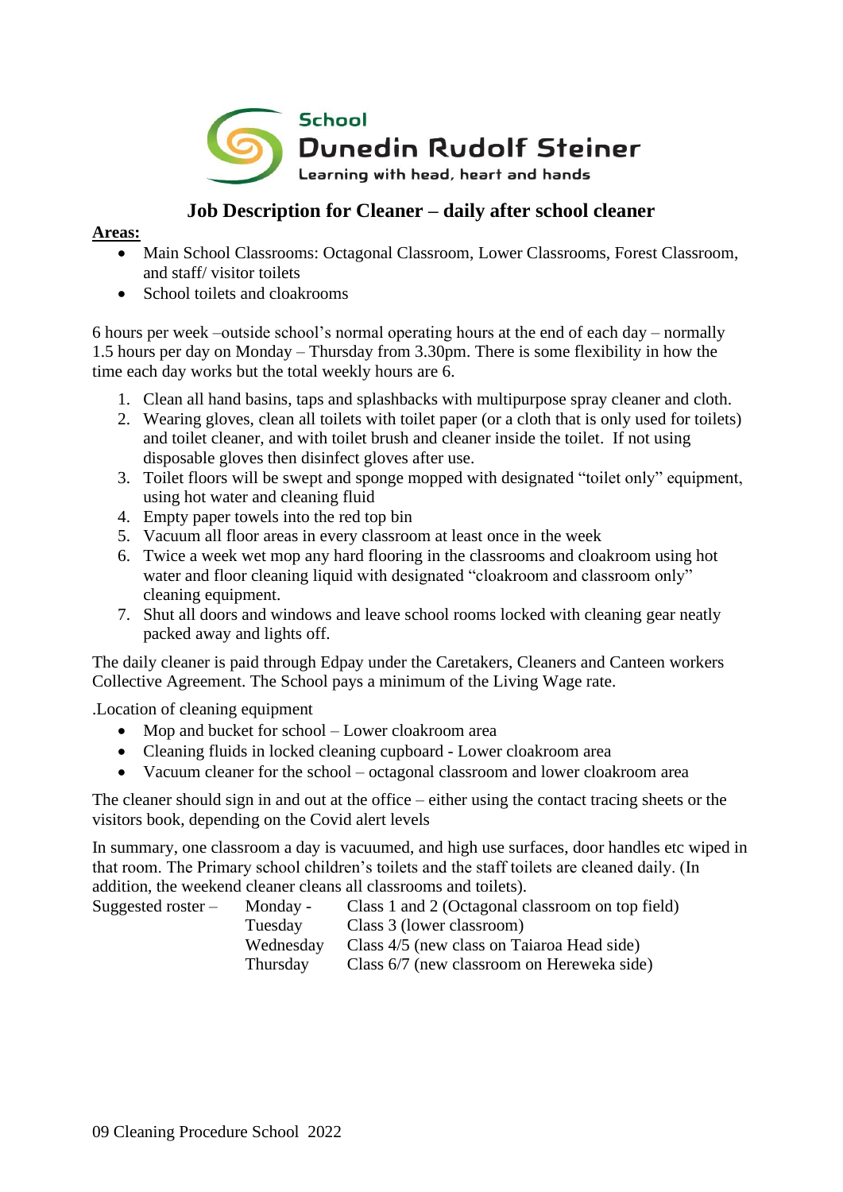School
Dunedin Rudolf Steiner
Learning with head, heart and hands

## Job Description for Cleaner – daily after school cleaner

**Areas:**

- Main School Classrooms: Octagonal Classroom, Lower Classrooms, Forest Classroom, and staff/ visitor toilets
- School toilets and cloakrooms

6 hours per week –outside school's normal operating hours at the end of each day – normally 1.5 hours per day on Monday – Thursday from 3.30pm. There is some flexibility in how the time each day works but the total weekly hours are 6.

1. Clean all hand basins, taps and splashbacks with multipurpose spray cleaner and cloth.
2. Wearing gloves, clean all toilets with toilet paper (or a cloth that is only used for toilets) and toilet cleaner, and with toilet brush and cleaner inside the toilet. If not using disposable gloves then disinfect gloves after use.
3. Toilet floors will be swept and sponge mopped with designated "toilet only" equipment, using hot water and cleaning fluid
4. Empty paper towels into the red top bin
5. Vacuum all floor areas in every classroom at least once in the week
6. Twice a week wet mop any hard flooring in the classrooms and cloakroom using hot water and floor cleaning liquid with designated "cloakroom and classroom only" cleaning equipment.
7. Shut all doors and windows and leave school rooms locked with cleaning gear neatly packed away and lights off.

The daily cleaner is paid through Edpay under the Caretakers, Cleaners and Canteen workers Collective Agreement. The School pays a minimum of the Living Wage rate.

.Location of cleaning equipment

- Mop and bucket for school – Lower cloakroom area
- Cleaning fluids in locked cleaning cupboard - Lower cloakroom area
- Vacuum cleaner for the school – octagonal classroom and lower cloakroom area

The cleaner should sign in and out at the office – either using the contact tracing sheets or the visitors book, depending on the Covid alert levels

In summary, one classroom a day is vacuumed, and high use surfaces, door handles etc wiped in that room. The Primary school children's toilets and the staff toilets are cleaned daily. (In addition, the weekend cleaner cleans all classrooms and toilets).

| | | |
|---|---|---|
| Suggested roster – | Monday - | Class 1 and 2 (Octagonal classroom on top field) |
| | Tuesday | Class 3 (lower classroom) |
| | Wednesday | Class 4/5 (new class on Taiaroa Head side) |
| | Thursday | Class 6/7 (new classroom on Hereweka side) |

09 Cleaning Procedure School 2022